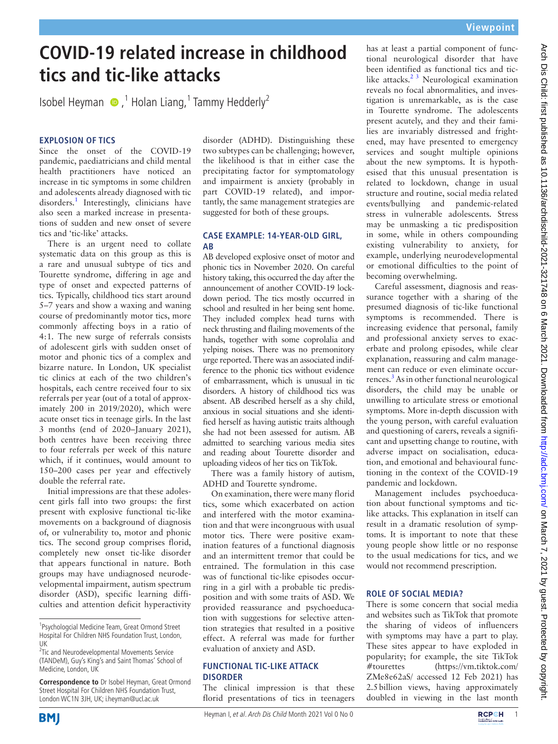Viewpoint

# COVID-19 related increase in childhood tics and tic-like attacks

Isobel Heyman,[1] Holan Liang,[1] Tammy Hedderly[2]

## EXPLOSION OF TICS

Since the onset of the COVID-19 pandemic, paediatricians and child mental health practitioners have noticed an increase in tic symptoms in some children and adolescents already diagnosed with tic disorders.[1] Interestingly, clinicians have also seen a marked increase in presentations of sudden and new onset of severe tics and 'tic-like' attacks.

There is an urgent need to collate systematic data on this group as this is a rare and unusual subtype of tics and Tourette syndrome, differing in age and type of onset and expected patterns of tics. Typically, childhood tics start around 5–7 years and show a waxing and waning course of predominantly motor tics, more commonly affecting boys in a ratio of 4:1. The new surge of referrals consists of adolescent girls with sudden onset of motor and phonic tics of a complex and bizarre nature. In London, UK specialist tic clinics at each of the two children's hospitals, each centre received four to six referrals per year (out of a total of approximately 200 in 2019/2020), which were acute onset tics in teenage girls. In the last 3 months (end of 2020–January 2021), both centres have been receiving three to four referrals per week of this nature which, if it continues, would amount to 150–200 cases per year and effectively double the referral rate.

Initial impressions are that these adolescent girls fall into two groups: the first present with explosive functional tic-like movements on a background of diagnosis of, or vulnerability to, motor and phonic tics. The second group comprises florid, completely new onset tic-like disorder that appears functional in nature. Both groups may have undiagnosed neurodevelopmental impairment, autism spectrum disorder (ASD), specific learning difficulties and attention deficit hyperactivity disorder (ADHD). Distinguishing these two subtypes can be challenging; however, the likelihood is that in either case the precipitating factor for symptomatology and impairment is anxiety (probably in part COVID-19 related), and importantly, the same management strategies are suggested for both of these groups.

## CASE EXAMPLE: 14-YEAR-OLD GIRL, AB

AB developed explosive onset of motor and phonic tics in November 2020. On careful history taking, this occurred the day after the announcement of another COVID-19 lockdown period. The tics mostly occurred in school and resulted in her being sent home. They included complex head turns with neck thrusting and flailing movements of the hands, together with some coprolalia and yelping noises. There was no premonitory urge reported. There was an associated indifference to the phonic tics without evidence of embarrassment, which is unusual in tic disorders. A history of childhood tics was absent. AB described herself as a shy child, anxious in social situations and she identified herself as having autistic traits although she had not been assessed for autism. AB admitted to searching various media sites and reading about Tourette disorder and uploading videos of her tics on TikTok.

There was a family history of autism, ADHD and Tourette syndrome.

On examination, there were many florid tics, some which exacerbated on action and interfered with the motor examination and that were incongruous with usual motor tics. There were positive examination features of a functional diagnosis and an intermittent tremor that could be entrained. The formulation in this case was of functional tic-like episodes occurring in a girl with a probable tic predisposition and with some traits of ASD. We provided reassurance and psychoeducation with suggestions for selective attention strategies that resulted in a positive effect. A referral was made for further evaluation of anxiety and ASD.

## FUNCTIONAL TIC-LIKE ATTACK DISORDER

The clinical impression is that these florid presentations of tics in teenagers has at least a partial component of functional neurological disorder that have been identified as functional tics and tic-like attacks.[2,3] Neurological examination reveals no focal abnormalities, and investigation is unremarkable, as is the case in Tourette syndrome. The adolescents present acutely, and they and their families are invariably distressed and frightened, may have presented to emergency services and sought multiple opinions about the new symptoms. It is hypothesised that this unusual presentation is related to lockdown, change in usual structure and routine, social media related events/bullying and pandemic-related stress in vulnerable adolescents. Stress may be unmasking a tic predisposition in some, while in others compounding existing vulnerability to anxiety, for example, underlying neurodevelopmental or emotional difficulties to the point of becoming overwhelming.

Careful assessment, diagnosis and reassurance together with a sharing of the presumed diagnosis of tic-like functional symptoms is recommended. There is increasing evidence that personal, family and professional anxiety serves to exacerbate and prolong episodes, while clear explanation, reassuring and calm management can reduce or even eliminate occurrences.[3] As in other functional neurological disorders, the child may be unable or unwilling to articulate stress or emotional symptoms. More in-depth discussion with the young person, with careful evaluation and questioning of carers, reveals a significant and upsetting change to routine, with adverse impact on socialisation, education, and emotional and behavioural functioning in the context of the COVID-19 pandemic and lockdown.

Management includes psychoeducation about functional symptoms and tic-like attacks. This explanation in itself can result in a dramatic resolution of symptoms. It is important to note that these young people show little or no response to the usual medications for tics, and we would not recommend prescription.

## ROLE OF SOCIAL MEDIA?

There is some concern that social media and websites such as TikTok that promote the sharing of videos of influencers with symptoms may have a part to play. These sites appear to have exploded in popularity; for example, the site TikTok #tourettes (https://vm.tiktok.com/ZMe8e62aS/ accessed 12 Feb 2021) has 2.5 billion views, having approximately doubled in viewing in the last month

---

[1]Psycholgcial Medicine Team, Great Ormond Street Hospital For Children NHS Foundation Trust, London, UK

[2]Tic and Neurodevelopmental Movements Service (TANDeM), Guy's King's and Saint Thomas' School of Medicine, London, UK

**Correspondence to** Dr Isobel Heyman, Great Ormond Street Hospital For Children NHS Foundation Trust, London WC1N 3JH, UK; i.heyman@ucl.ac.uk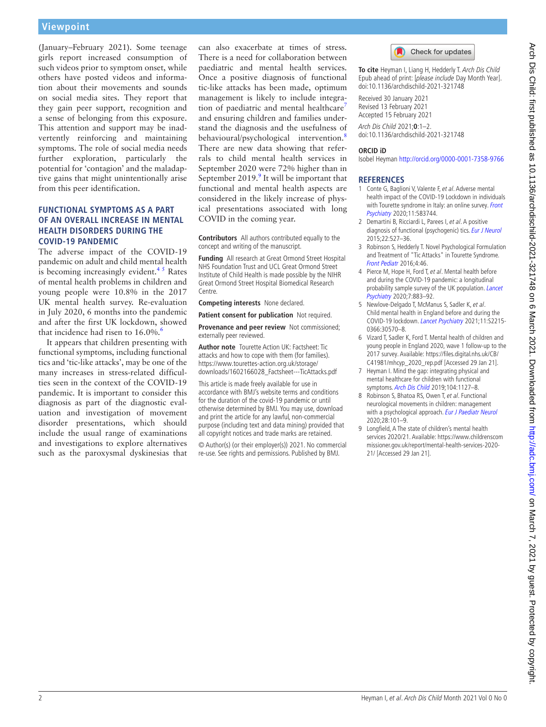(January–February 2021). Some teenage girls report increased consumption of such videos prior to symptom onset, while others have posted videos and information about their movements and sounds on social media sites. They report that they gain peer support, recognition and a sense of belonging from this exposure. This attention and support may be inadvertently reinforcing and maintaining symptoms. The role of social media needs further exploration, particularly the potential for 'contagion' and the maladaptive gains that might unintentionally arise from this peer identification.

## FUNCTIONAL SYMPTOMS AS A PART OF AN OVERALL INCREASE IN MENTAL HEALTH DISORDERS DURING THE COVID-19 PANDEMIC

The adverse impact of the COVID-19 pandemic on adult and child mental health is becoming increasingly evident.[4 5] Rates of mental health problems in children and young people were 10.8% in the 2017 UK mental health survey. Re-evaluation in July 2020, 6 months into the pandemic and after the first UK lockdown, showed that incidence had risen to 16.0%.[6]

It appears that children presenting with functional symptoms, including functional tics and 'tic-like attacks', may be one of the many increases in stress-related difficulties seen in the context of the COVID-19 pandemic. It is important to consider this diagnosis as part of the diagnostic evaluation and investigation of movement disorder presentations, which should include the usual range of examinations and investigations to explore alternatives such as the paroxysmal dyskinesias that can also exacerbate at times of stress. There is a need for collaboration between paediatric and mental health services. Once a positive diagnosis of functional tic-like attacks has been made, optimum management is likely to include integration of paediatric and mental healthcare[7] and ensuring children and families understand the diagnosis and the usefulness of behavioural/psychological intervention.[8] There are new data showing that referrals to child mental health services in September 2020 were 72% higher than in September 2019.[9] It will be important that functional and mental health aspects are considered in the likely increase of physical presentations associated with long COVID in the coming year.

**Contributors** All authors contributed equally to the concept and writing of the manuscript.

**Funding** All research at Great Ormond Street Hospital NHS Foundation Trust and UCL Great Ormond Street Institute of Child Health is made possible by the NIHR Great Ormond Street Hospital Biomedical Research Centre.

**Competing interests** None declared.

**Patient consent for publication** Not required.

**Provenance and peer review** Not commissioned; externally peer reviewed.

**Author note** Tourette Action UK: Factsheet: Tic attacks and how to cope with them (for families). https://www.tourettes-action.org.uk/storage/downloads/1602166028_Factsheet---TicAttacks.pdf

This article is made freely available for use in accordance with BMJ's website terms and conditions for the duration of the covid-19 pandemic or until otherwise determined by BMJ. You may use, download and print the article for any lawful, non-commercial purpose (including text and data mining) provided that all copyright notices and trade marks are retained.

© Author(s) (or their employer(s)) 2021. No commercial re-use. See rights and permissions. Published by BMJ.

**To cite** Heyman I, Liang H, Hedderly T. *Arch Dis Child* Epub ahead of print: [*please include* Day Month Year]. doi:10.1136/archdischild-2021-321748

Received 30 January 2021
Revised 13 February 2021
Accepted 15 February 2021

*Arch Dis Child* 2021;**0**:1–2.
doi:10.1136/archdischild-2021-321748

**ORCID iD**

Isobel Heyman http://orcid.org/0000-0001-7358-9766

## REFERENCES

1. Conte G, Baglioni V, Valente F, *et al*. Adverse mental health impact of the COVID-19 Lockdown in individuals with Tourette syndrome in Italy: an online survey. *Front Psychiatry* 2020;11:583744.
2. Demartini B, Ricciardi L, Parees I, *et al*. A positive diagnosis of functional (psychogenic) tics. *Eur J Neurol* 2015;22:527–36.
3. Robinson S, Hedderly T. Novel Psychological Formulation and Treatment of "Tic Attacks" in Tourette Syndrome. *Front Pediatr* 2016;4:46.
4. Pierce M, Hope H, Ford T, *et al*. Mental health before and during the COVID-19 pandemic: a longitudinal probability sample survey of the UK population. *Lancet Psychiatry* 2020;7:883–92.
5. Newlove-Delgado T, McManus S, Sadler K, *et al*. Child mental health in England before and during the COVID-19 lockdown. *Lancet Psychiatry* 2021;11:S2215-0366:30570–8.
6. Vizard T, Sadler K, Ford T. Mental health of children and young people in England 2020, wave 1 follow-up to the 2017 survey. Available: https://files.digital.nhs.uk/CB/C41981/mhcyp_2020_rep.pdf [Accessed 29 Jan 21].
7. Heyman I. Mind the gap: integrating physical and mental healthcare for children with functional symptoms. *Arch Dis Child* 2019;104:1127–8.
8. Robinson S, Bhatoa RS, Owen T, *et al*. Functional neurological movements in children: management with a psychological approach. *Eur J Paediatr Neurol* 2020;28:101–9.
9. Longfield, A The state of children's mental health services 2020/21. Available: https://www.childrenscommissioner.gov.uk/report/mental-health-services-2020-21/ [Accessed 29 Jan 21].